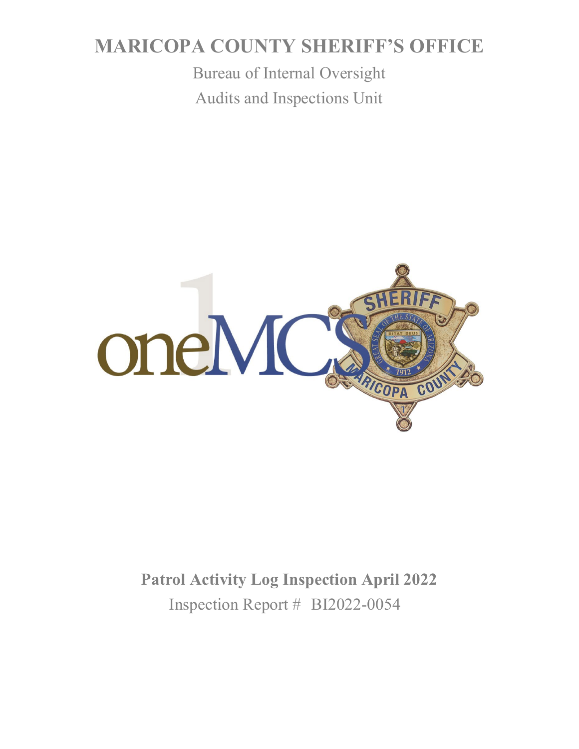# MARICOPA COUNTY SHERIFF'S OFFICE

Bureau of Internal Oversight

Audits and Inspections Unit

**Patrol Activity Log Inspection April 2022**

Inspection Report # BI2022-0054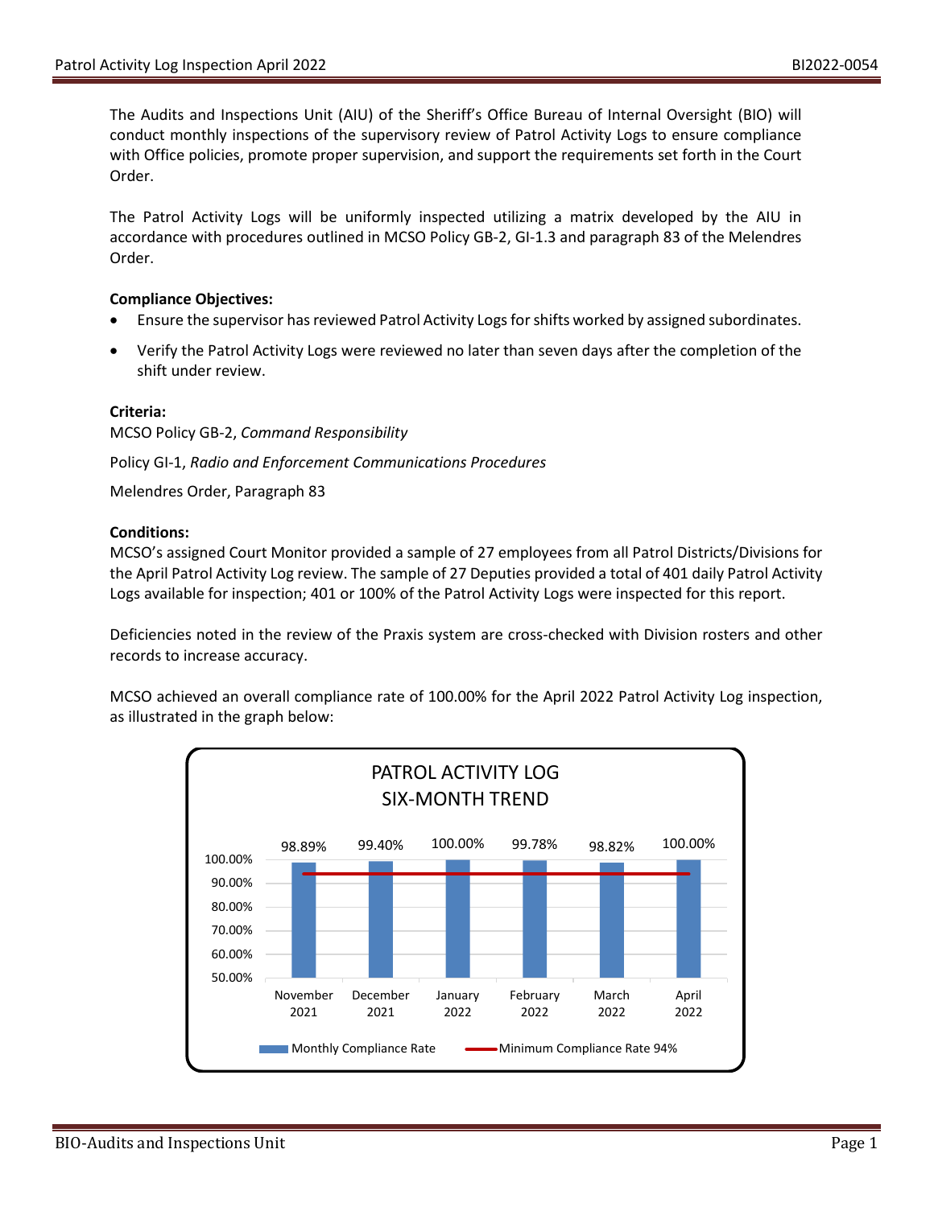The Audits and Inspections Unit (AIU) of the Sheriff's Office Bureau of Internal Oversight (BIO) will conduct monthly inspections of the supervisory review of Patrol Activity Logs to ensure compliance with Office policies, promote proper supervision, and support the requirements set forth in the Court Order.

The Patrol Activity Logs will be uniformly inspected utilizing a matrix developed by the AIU in accordance with procedures outlined in MCSO Policy GB-2, GI-1.3 and paragraph 83 of the Melendres Order.

**Compliance Objectives:**

- Ensure the supervisor has reviewed Patrol Activity Logs for shifts worked by assigned subordinates.
- Verify the Patrol Activity Logs were reviewed no later than seven days after the completion of the shift under review.

**Criteria:**

MCSO Policy GB-2, *Command Responsibility*

Policy GI-1, *Radio and Enforcement Communications Procedures*

Melendres Order, Paragraph 83

**Conditions:**

MCSO's assigned Court Monitor provided a sample of 27 employees from all Patrol Districts/Divisions for the April Patrol Activity Log review. The sample of 27 Deputies provided a total of 401 daily Patrol Activity Logs available for inspection; 401 or 100% of the Patrol Activity Logs were inspected for this report.

Deficiencies noted in the review of the Praxis system are cross-checked with Division rosters and other records to increase accuracy.

MCSO achieved an overall compliance rate of 100.00% for the April 2022 Patrol Activity Log inspection, as illustrated in the graph below:

PATROL ACTIVITY LOG
SIX-MONTH TREND

| Month | Monthly Compliance Rate | Minimum Compliance Rate |
|---|---|---|
| November 2021 | 98.89% | 94% |
| December 2021 | 99.40% | 94% |
| January 2022 | 100.00% | 94% |
| February 2022 | 99.78% | 94% |
| March 2022 | 98.82% | 94% |
| April 2022 | 100.00% | 94% |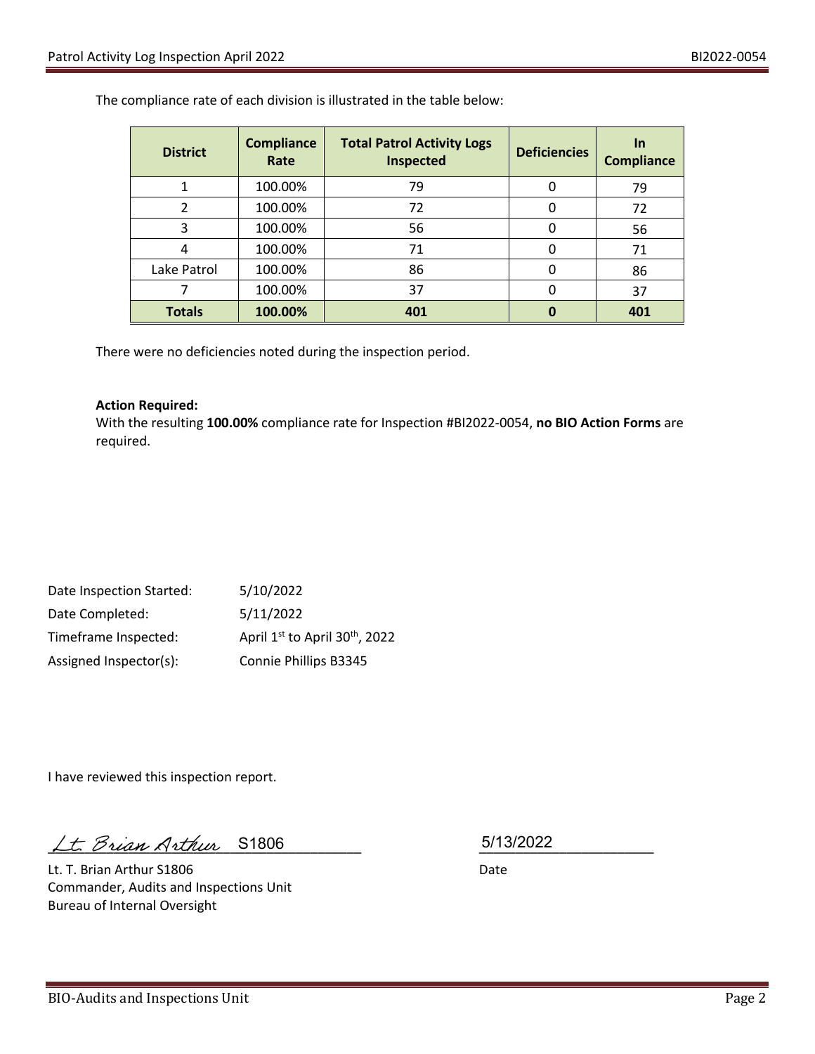The compliance rate of each division is illustrated in the table below:

| District | Compliance Rate | Total Patrol Activity Logs Inspected | Deficiencies | In Compliance |
|---|---|---|---|---|
| 1 | 100.00% | 79 | 0 | 79 |
| 2 | 100.00% | 72 | 0 | 72 |
| 3 | 100.00% | 56 | 0 | 56 |
| 4 | 100.00% | 71 | 0 | 71 |
| Lake Patrol | 100.00% | 86 | 0 | 86 |
| 7 | 100.00% | 37 | 0 | 37 |
| **Totals** | **100.00%** | **401** | **0** | **401** |

There were no deficiencies noted during the inspection period.

**Action Required:**
With the resulting **100.00%** compliance rate for Inspection #BI2022-0054, **no BIO Action Forms** are required.

Date Inspection Started: 5/10/2022
Date Completed: 5/11/2022
Timeframe Inspected: April 1st to April 30th, 2022
Assigned Inspector(s): Connie Phillips B3345

I have reviewed this inspection report.

*Lt. Brian Arthur* S1806

5/13/2022

Lt. T. Brian Arthur S1806
Commander, Audits and Inspections Unit
Bureau of Internal Oversight

Date